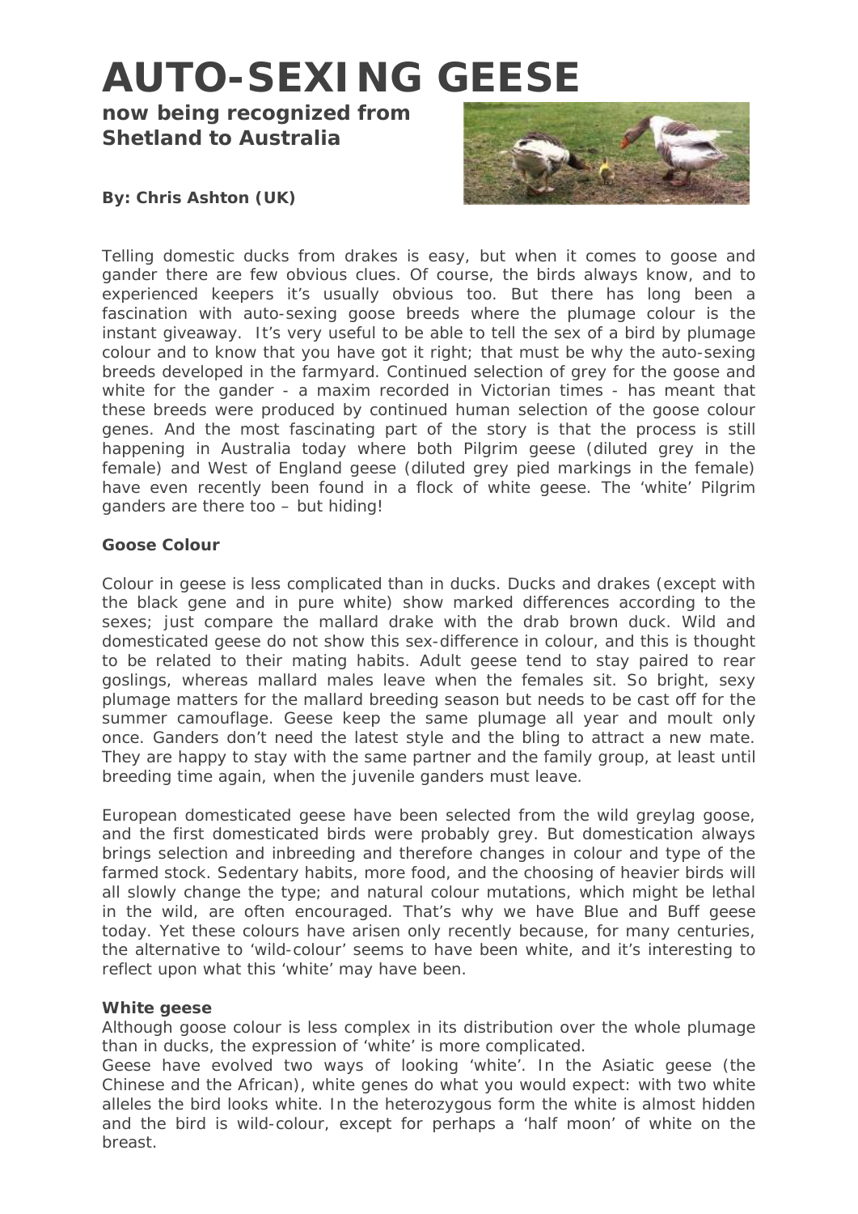# AUTO-SEXING GEESE

**now being recognized from Shetland to Australia**

**By: Chris Ashton (UK)**

Telling domestic ducks from drakes is easy, but when it comes to goose and gander there are few obvious clues. Of course, the birds always know, and to experienced keepers it's usually obvious too. But there has long been a fascination with auto-sexing goose breeds where the plumage colour is the instant giveaway. It's very useful to be able to tell the sex of a bird by plumage colour and to know that you have got it right; that must be why the auto-sexing breeds developed in the farmyard. Continued selection of grey for the goose and white for the gander - a maxim recorded in Victorian times - has meant that these breeds were produced by continued human selection of the goose colour genes. And the most fascinating part of the story is that the process is still happening in Australia today where both Pilgrim geese (diluted grey in the female) and West of England geese (diluted grey pied markings in the female) have even recently been found in a flock of white geese. The 'white' Pilgrim ganders are there too – but hiding!

**Goose Colour**

Colour in geese is less complicated than in ducks. Ducks and drakes (except with the black gene and in pure white) show marked differences according to the sexes; just compare the mallard drake with the drab brown duck. Wild and domesticated geese do not show this sex-difference in colour, and this is thought to be related to their mating habits. Adult geese tend to stay paired to rear goslings, whereas mallard males leave when the females sit. So bright, sexy plumage matters for the mallard breeding season but needs to be cast off for the summer camouflage. Geese keep the same plumage all year and moult only once. Ganders don't need the latest style and the bling to attract a new mate. They are happy to stay with the same partner and the family group, at least until breeding time again, when the juvenile ganders must leave.

European domesticated geese have been selected from the wild greylag goose, and the first domesticated birds were probably grey. But domestication always brings selection and inbreeding and therefore changes in colour and type of the farmed stock. Sedentary habits, more food, and the choosing of heavier birds will all slowly change the type; and natural colour mutations, which might be lethal in the wild, are often encouraged. That's why we have Blue and Buff geese today. Yet these colours have arisen only recently because, for many centuries, the alternative to 'wild-colour' seems to have been white, and it's interesting to reflect upon what this 'white' may have been.

**White geese**

Although goose colour is less complex in its distribution over the whole plumage than in ducks, the expression of 'white' is more complicated.

Geese have evolved two ways of looking 'white'. In the Asiatic geese (the Chinese and the African), white genes do what you would expect: with two white alleles the bird looks white. In the heterozygous form the white is almost hidden and the bird is wild-colour, except for perhaps a 'half moon' of white on the breast.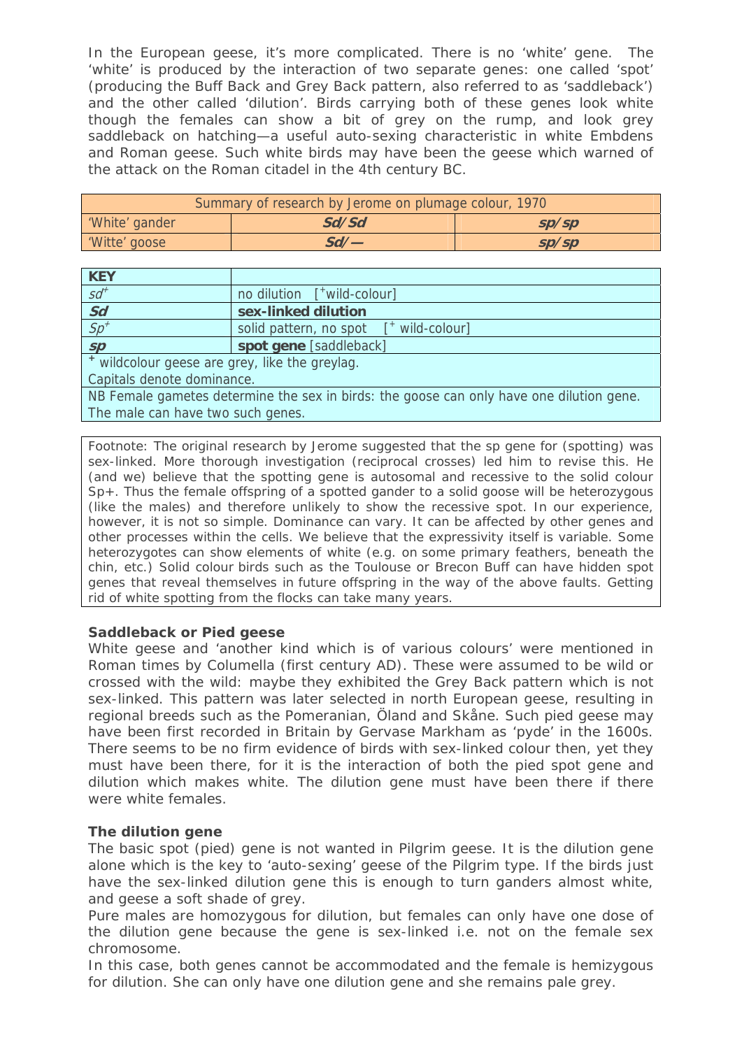In the European geese, it's more complicated. There is no 'white' gene. The 'white' is produced by the interaction of two separate genes: one called 'spot' (producing the Buff Back and Grey Back pattern, also referred to as 'saddleback') and the other called 'dilution'. Birds carrying both of these genes look white though the females can show a bit of grey on the rump, and look grey saddleback on hatching—a useful auto-sexing characteristic in white Embdens and Roman geese. Such white birds may have been the geese which warned of the attack on the Roman citadel in the 4th century BC.

| Summary of research by Jerome on plumage colour, 1970 | | |
|---|---|---|
| 'White' gander | ***Sd/Sd*** | ***sp/sp*** |
| 'Witte' goose | ***Sd/—*** | ***sp/sp*** |

| KEY | |
|---|---|
| $sd^+$ | no dilution [$^+$wild-colour] |
| ***Sd*** | **sex-linked dilution** |
| $Sp^+$ | solid pattern, no spot [$^+$ wild-colour] |
| ***sp*** | **spot gene** [saddleback] |
| $^+$ wildcolour geese are grey, like the greylag. Capitals denote dominance. | |
| NB Female gametes determine the sex in birds: the goose can only have one dilution gene. The male can have two such genes. | |

Footnote: The original research by Jerome suggested that the sp gene for (spotting) was sex-linked. More thorough investigation (reciprocal crosses) led him to revise this. He (and we) believe that the spotting gene is autosomal and recessive to the solid colour Sp+. Thus the female offspring of a spotted gander to a solid goose will be heterozygous (like the males) and therefore unlikely to show the recessive spot. In our experience, however, it is not so simple. Dominance can vary. It can be affected by other genes and other processes within the cells. We believe that the expressivity itself is variable. Some heterozygotes can show elements of white (e.g. on some primary feathers, beneath the chin, etc.) Solid colour birds such as the Toulouse or Brecon Buff can have hidden spot genes that reveal themselves in future offspring in the way of the above faults. Getting rid of white spotting from the flocks can take many years.

**Saddleback or Pied geese**

White geese and 'another kind which is of various colours' were mentioned in Roman times by Columella (first century AD). These were assumed to be wild or crossed with the wild: maybe they exhibited the Grey Back pattern which is not sex-linked. This pattern was later selected in north European geese, resulting in regional breeds such as the Pomeranian, Öland and Skåne. Such pied geese may have been first recorded in Britain by Gervase Markham as 'pyde' in the 1600s. There seems to be no firm evidence of birds with sex-linked colour then, yet they must have been there, for it is the interaction of both the pied spot gene and dilution which makes white. The dilution gene must have been there if there were white females.

**The dilution gene**

The basic spot (pied) gene is not wanted in Pilgrim geese. It is the dilution gene alone which is the key to 'auto-sexing' geese of the Pilgrim type. If the birds just have the sex-linked dilution gene this is enough to turn ganders almost white, and geese a soft shade of grey.

Pure males are homozygous for dilution, but females can only have one dose of the dilution gene because the gene is sex-linked i.e. not on the female sex chromosome.

In this case, both genes cannot be accommodated and the female is hemizygous for dilution. She can only have one dilution gene and she remains pale grey.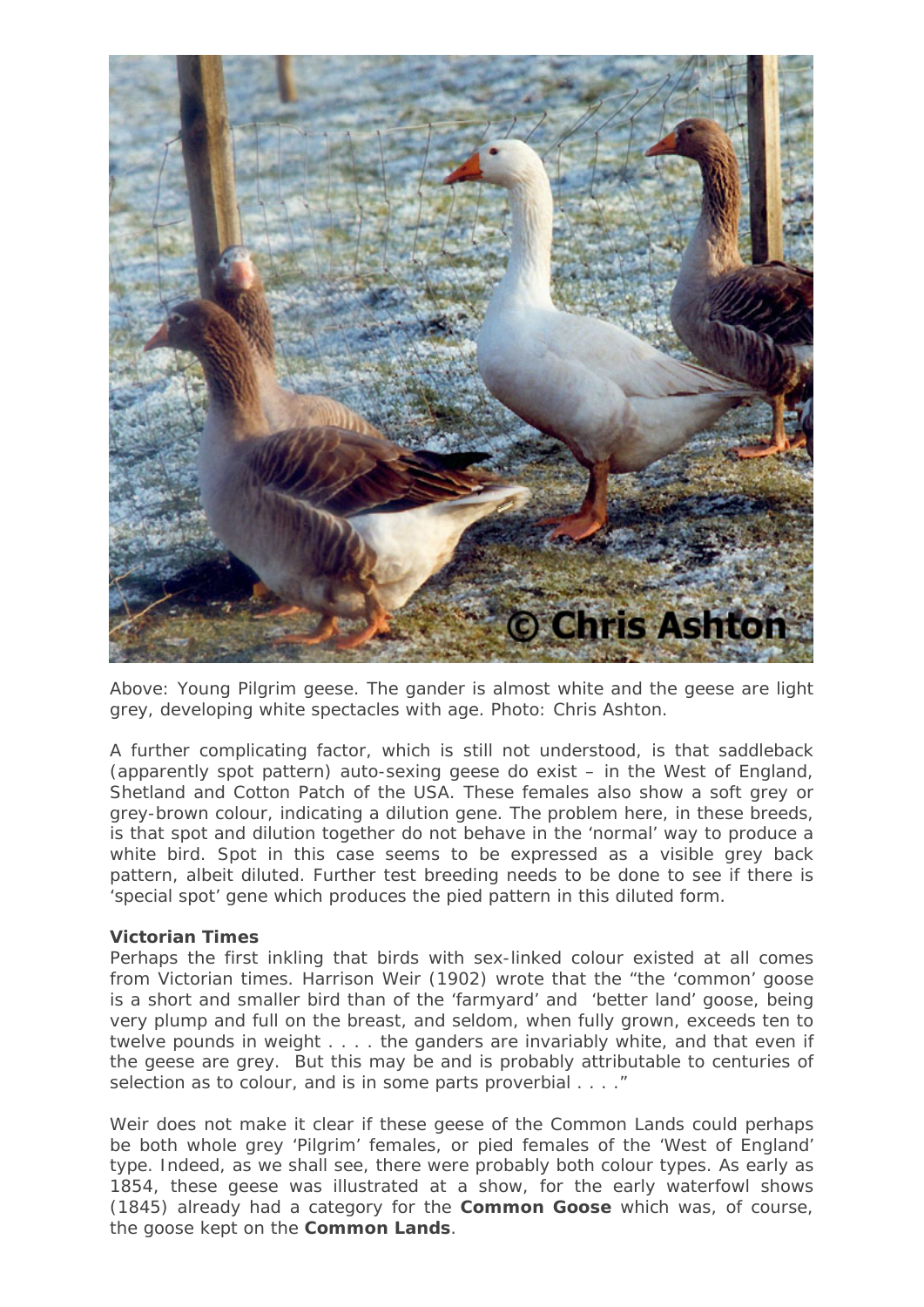Above: Young Pilgrim geese. The gander is almost white and the geese are light grey, developing white spectacles with age. Photo: Chris Ashton.

A further complicating factor, which is still not understood, is that saddleback (apparently spot pattern) auto-sexing geese do exist – in the West of England, Shetland and Cotton Patch of the USA. These females also show a soft grey or grey-brown colour, indicating a dilution gene. The problem here, in these breeds, is that spot and dilution together do not behave in the 'normal' way to produce a white bird. Spot in this case seems to be expressed as a visible grey back pattern, albeit diluted. Further test breeding needs to be done to see if there is 'special spot' gene which produces the pied pattern in this diluted form.

**Victorian Times**

Perhaps the first inkling that birds with sex-linked colour existed at all comes from Victorian times. Harrison Weir (1902) wrote that the "the 'common' goose is a short and smaller bird than of the 'farmyard' and 'better land' goose, being very plump and full on the breast, and seldom, when fully grown, exceeds ten to twelve pounds in weight . . . . the ganders are invariably white, and that even if the geese are grey. But this may be and is probably attributable to centuries of selection as to colour, and is in some parts proverbial . . . ."

Weir does not make it clear if these geese of the Common Lands could perhaps be both whole grey 'Pilgrim' females, or pied females of the 'West of England' type. Indeed, as we shall see, there were probably both colour types. As early as 1854, these geese was illustrated at a show, for the early waterfowl shows (1845) already had a category for the **Common Goose** which was, of course, the goose kept on the **Common Lands**.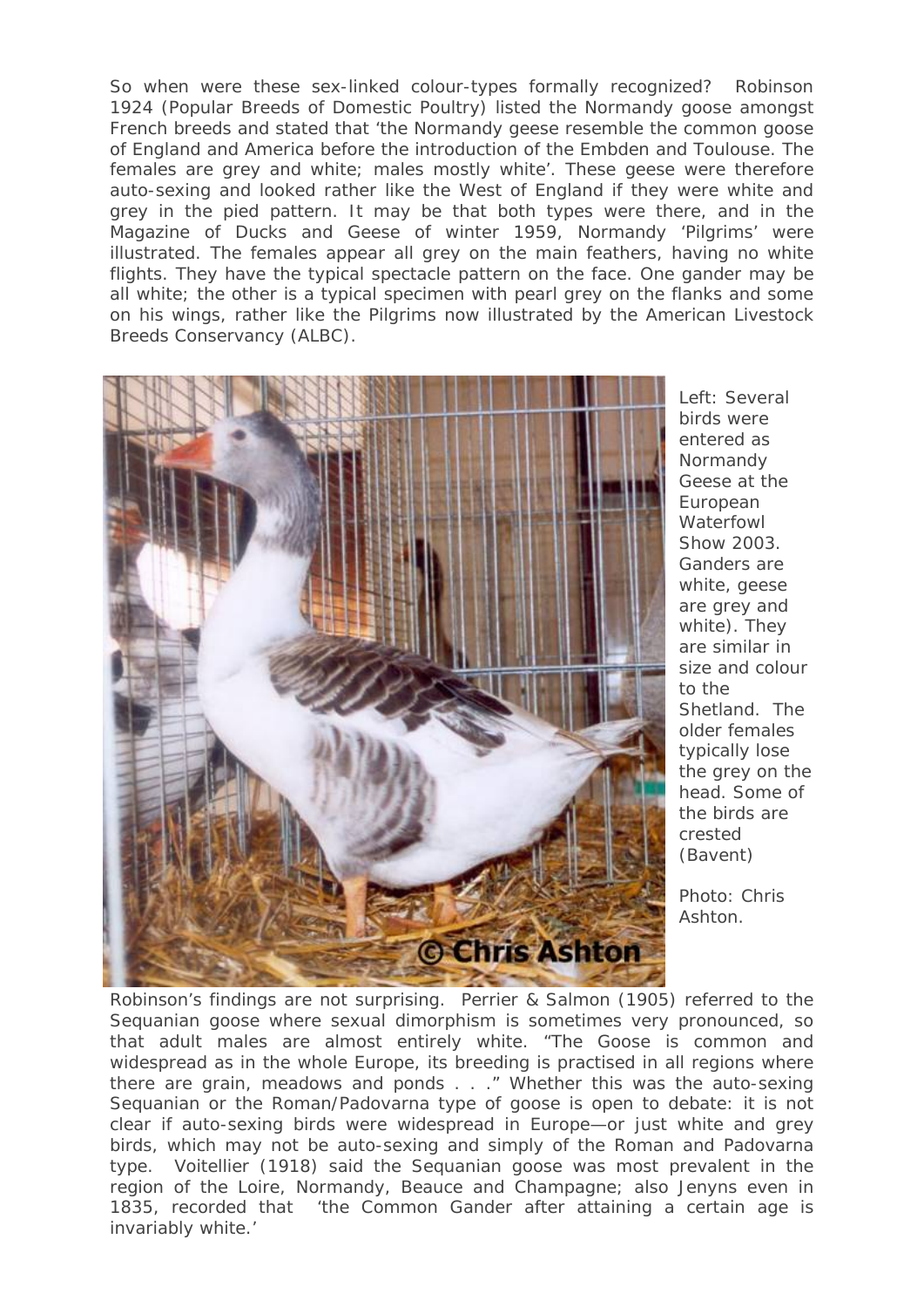So when were these sex-linked colour-types formally recognized? Robinson 1924 (Popular Breeds of Domestic Poultry) listed the Normandy goose amongst French breeds and stated that 'the Normandy geese resemble the common goose of England and America before the introduction of the Embden and Toulouse. The females are grey and white; males mostly white'. These geese were therefore auto-sexing and looked rather like the West of England if they were white and grey in the pied pattern. It may be that both types were there, and in the Magazine of Ducks and Geese of winter 1959, Normandy 'Pilgrims' were illustrated. The females appear all grey on the main feathers, having no white flights. They have the typical spectacle pattern on the face. One gander may be all white; the other is a typical specimen with pearl grey on the flanks and some on his wings, rather like the Pilgrims now illustrated by the American Livestock Breeds Conservancy (ALBC).

Left: Several birds were entered as Normandy Geese at the European Waterfowl Show 2003. Ganders are white, geese are grey and white). They are similar in size and colour to the Shetland. The older females typically lose the grey on the head. Some of the birds are crested (Bavent)

Photo: Chris Ashton.

Robinson's findings are not surprising. Perrier & Salmon (1905) referred to the Sequanian goose where sexual dimorphism is sometimes very pronounced, so that adult males are almost entirely white. "The Goose is common and widespread as in the whole Europe, its breeding is practised in all regions where there are grain, meadows and ponds . . ." Whether this was the auto-sexing Sequanian or the Roman/Padovarna type of goose is open to debate: it is not clear if auto-sexing birds were widespread in Europe—or just white and grey birds, which may not be auto-sexing and simply of the Roman and Padovarna type. Voitellier (1918) said the Sequanian goose was most prevalent in the region of the Loire, Normandy, Beauce and Champagne; also Jenyns even in 1835, recorded that 'the Common Gander after attaining a certain age is invariably white.'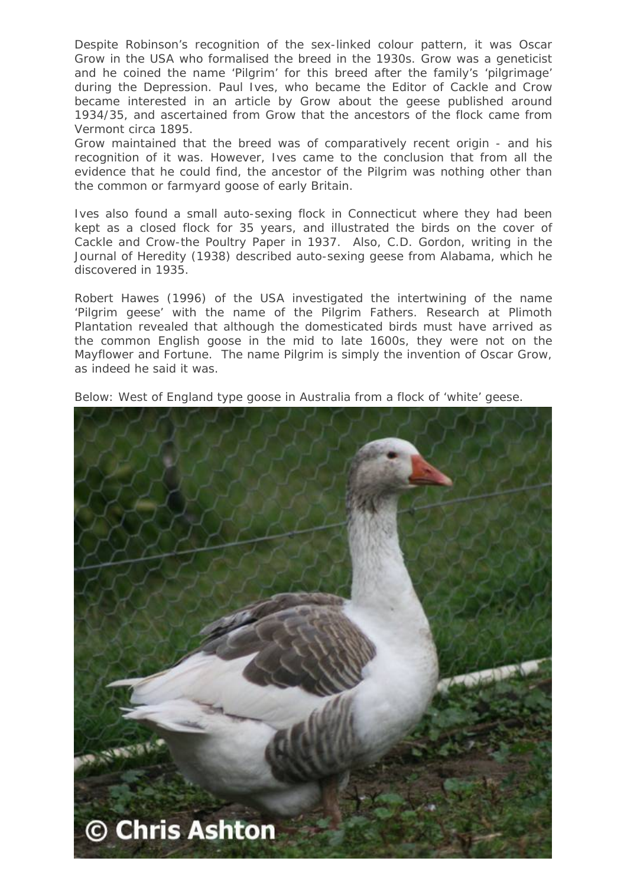Despite Robinson's recognition of the sex-linked colour pattern, it was Oscar Grow in the USA who formalised the breed in the 1930s. Grow was a geneticist and he coined the name 'Pilgrim' for this breed after the family's 'pilgrimage' during the Depression. Paul Ives, who became the Editor of Cackle and Crow became interested in an article by Grow about the geese published around 1934/35, and ascertained from Grow that the ancestors of the flock came from Vermont circa 1895.

Grow maintained that the breed was of comparatively recent origin - and his recognition of it was. However, Ives came to the conclusion that from all the evidence that he could find, the ancestor of the Pilgrim was nothing other than the common or farmyard goose of early Britain.

Ives also found a small auto-sexing flock in Connecticut where they had been kept as a closed flock for 35 years, and illustrated the birds on the cover of Cackle and Crow-the Poultry Paper in 1937. Also, C.D. Gordon, writing in the Journal of Heredity (1938) described auto-sexing geese from Alabama, which he discovered in 1935.

Robert Hawes (1996) of the USA investigated the intertwining of the name 'Pilgrim geese' with the name of the Pilgrim Fathers. Research at Plimoth Plantation revealed that although the domesticated birds must have arrived as the common English goose in the mid to late 1600s, they were not on the Mayflower and Fortune. The name Pilgrim is simply the invention of Oscar Grow, as indeed he said it was.

Below: West of England type goose in Australia from a flock of 'white' geese.

© Chris Ashton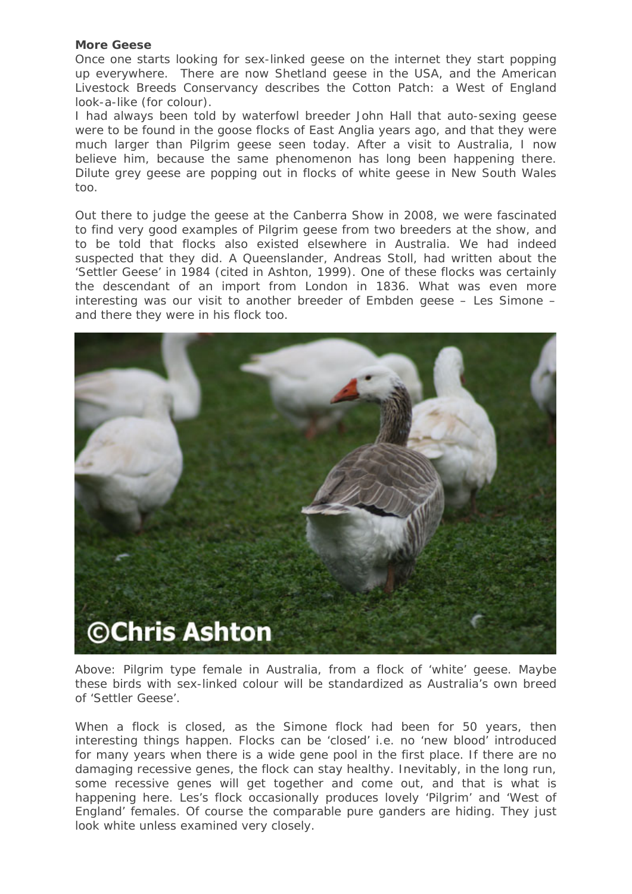**More Geese**

Once one starts looking for sex-linked geese on the internet they start popping up everywhere. There are now Shetland geese in the USA, and the American Livestock Breeds Conservancy describes the Cotton Patch: a West of England look-a-like (for colour).

I had always been told by waterfowl breeder John Hall that auto-sexing geese were to be found in the goose flocks of East Anglia years ago, and that they were much larger than Pilgrim geese seen today. After a visit to Australia, I now believe him, because the same phenomenon has long been happening there. Dilute grey geese are popping out in flocks of white geese in New South Wales too.

Out there to judge the geese at the Canberra Show in 2008, we were fascinated to find very good examples of Pilgrim geese from two breeders at the show, and to be told that flocks also existed elsewhere in Australia. We had indeed suspected that they did. A Queenslander, Andreas Stoll, had written about the 'Settler Geese' in 1984 (cited in Ashton, 1999). One of these flocks was certainly the descendant of an import from London in 1836. What was even more interesting was our visit to another breeder of Embden geese – Les Simone – and there they were in his flock too.

Above: Pilgrim type female in Australia, from a flock of 'white' geese. Maybe these birds with sex-linked colour will be standardized as Australia's own breed of 'Settler Geese'.

When a flock is closed, as the Simone flock had been for 50 years, then interesting things happen. Flocks can be 'closed' i.e. no 'new blood' introduced for many years when there is a wide gene pool in the first place. If there are no damaging recessive genes, the flock can stay healthy. Inevitably, in the long run, some recessive genes will get together and come out, and that is what is happening here. Les's flock occasionally produces lovely 'Pilgrim' and 'West of England' females. Of course the comparable pure ganders are hiding. They just look white unless examined very closely.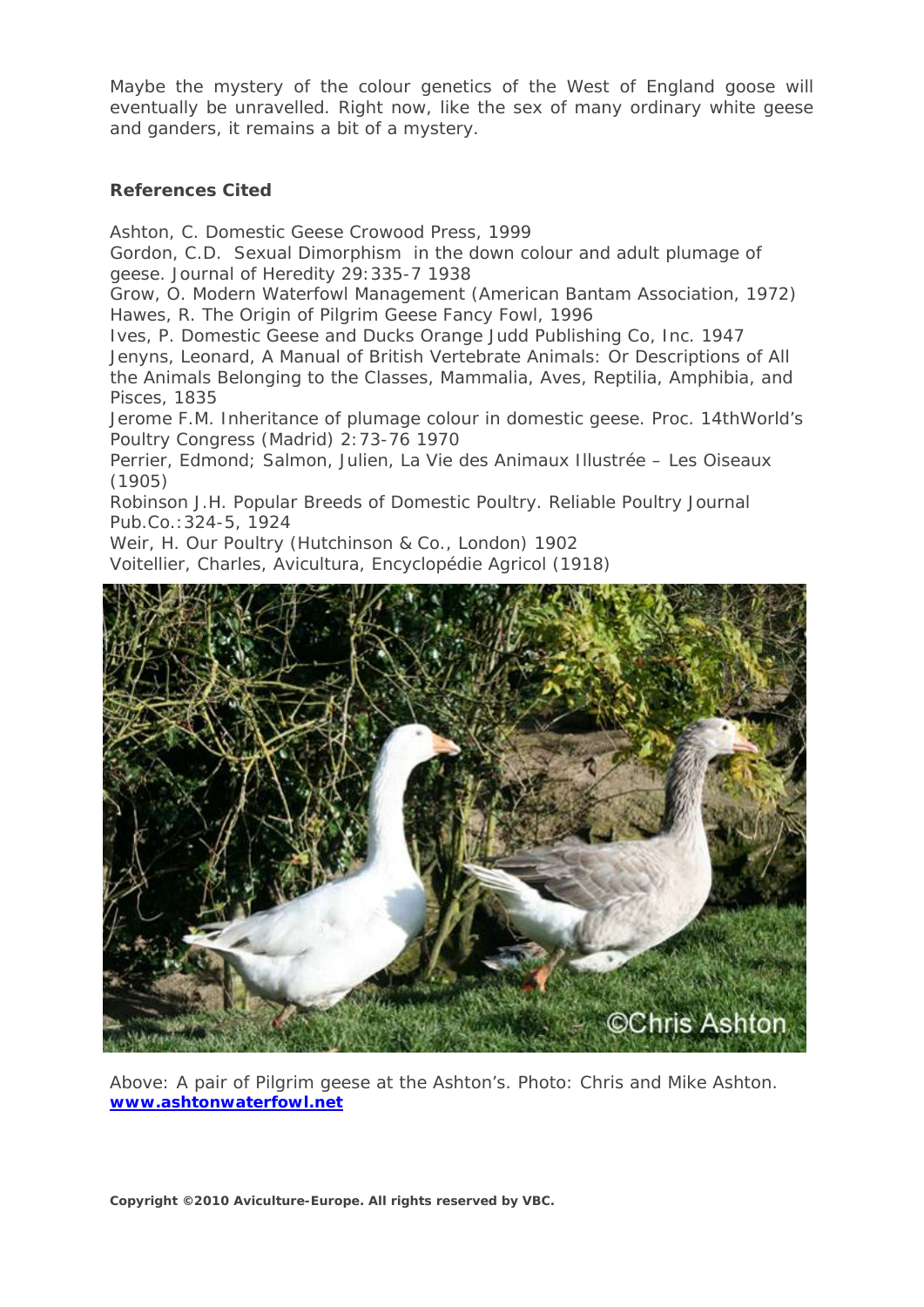Maybe the mystery of the colour genetics of the West of England goose will eventually be unravelled. Right now, like the sex of many ordinary white geese and ganders, it remains a bit of a mystery.

**References Cited**

Ashton, C. Domestic Geese Crowood Press, 1999
Gordon, C.D. Sexual Dimorphism in the down colour and adult plumage of geese. Journal of Heredity 29:335-7 1938
Grow, O. Modern Waterfowl Management (American Bantam Association, 1972)
Hawes, R. The Origin of Pilgrim Geese Fancy Fowl, 1996
Ives, P. Domestic Geese and Ducks Orange Judd Publishing Co, Inc. 1947
Jenyns, Leonard, A Manual of British Vertebrate Animals: Or Descriptions of All the Animals Belonging to the Classes, Mammalia, Aves, Reptilia, Amphibia, and Pisces, 1835
Jerome F.M. Inheritance of plumage colour in domestic geese. Proc. 14thWorld's Poultry Congress (Madrid) 2:73-76 1970
Perrier, Edmond; Salmon, Julien, La Vie des Animaux Illustrée – Les Oiseaux (1905)
Robinson J.H. Popular Breeds of Domestic Poultry. Reliable Poultry Journal Pub.Co.:324-5, 1924
Weir, H. Our Poultry (Hutchinson & Co., London) 1902
Voitellier, Charles, Avicultura, Encyclopédie Agricol (1918)

©Chris Ashton

Above: A pair of Pilgrim geese at the Ashton's. Photo: Chris and Mike Ashton. **www.ashtonwaterfowl.net**

**Copyright ©2010 Aviculture-Europe. All rights reserved by VBC.**